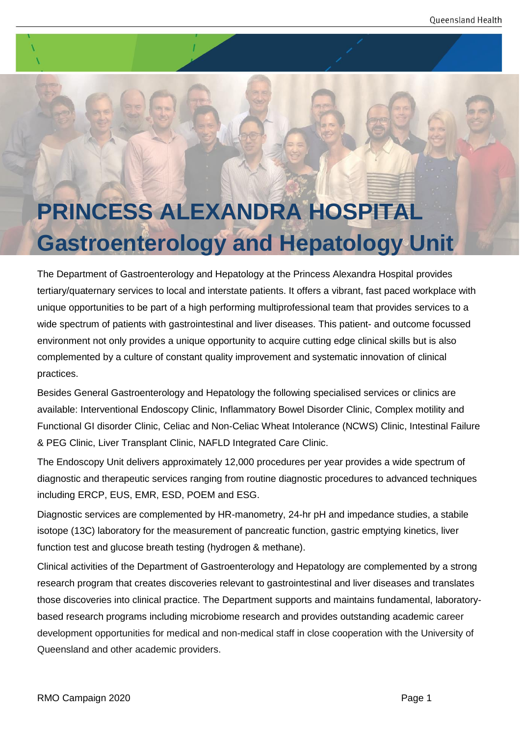# PRINCESS ALEXANDRA HOSPITAL Gastroenterology and Hepatology Unit

The Department of Gastroenterology and Hepatology at the Princess Alexandra Hospital provides tertiary/quaternary services to local and interstate patients. It offers a vibrant, fast paced workplace with unique opportunities to be part of a high performing multiprofessional team that provides services to a wide spectrum of patients with gastrointestinal and liver diseases. This patient- and outcome focussed environment not only provides a unique opportunity to acquire cutting edge clinical skills but is also complemented by a culture of constant quality improvement and systematic innovation of clinical practices.

Besides General Gastroenterology and Hepatology the following specialised services or clinics are available: Interventional Endoscopy Clinic, Inflammatory Bowel Disorder Clinic, Complex motility and Functional GI disorder Clinic, Celiac and Non-Celiac Wheat Intolerance (NCWS) Clinic, Intestinal Failure & PEG Clinic, Liver Transplant Clinic, NAFLD Integrated Care Clinic.

The Endoscopy Unit delivers approximately 12,000 procedures per year provides a wide spectrum of diagnostic and therapeutic services ranging from routine diagnostic procedures to advanced techniques including ERCP, EUS, EMR, ESD, POEM and ESG.

Diagnostic services are complemented by HR-manometry, 24-hr pH and impedance studies, a stabile isotope (13C) laboratory for the measurement of pancreatic function, gastric emptying kinetics, liver function test and glucose breath testing (hydrogen & methane).

Clinical activities of the Department of Gastroenterology and Hepatology are complemented by a strong research program that creates discoveries relevant to gastrointestinal and liver diseases and translates those discoveries into clinical practice. The Department supports and maintains fundamental, laboratory-based research programs including microbiome research and provides outstanding academic career development opportunities for medical and non-medical staff in close cooperation with the University of Queensland and other academic providers.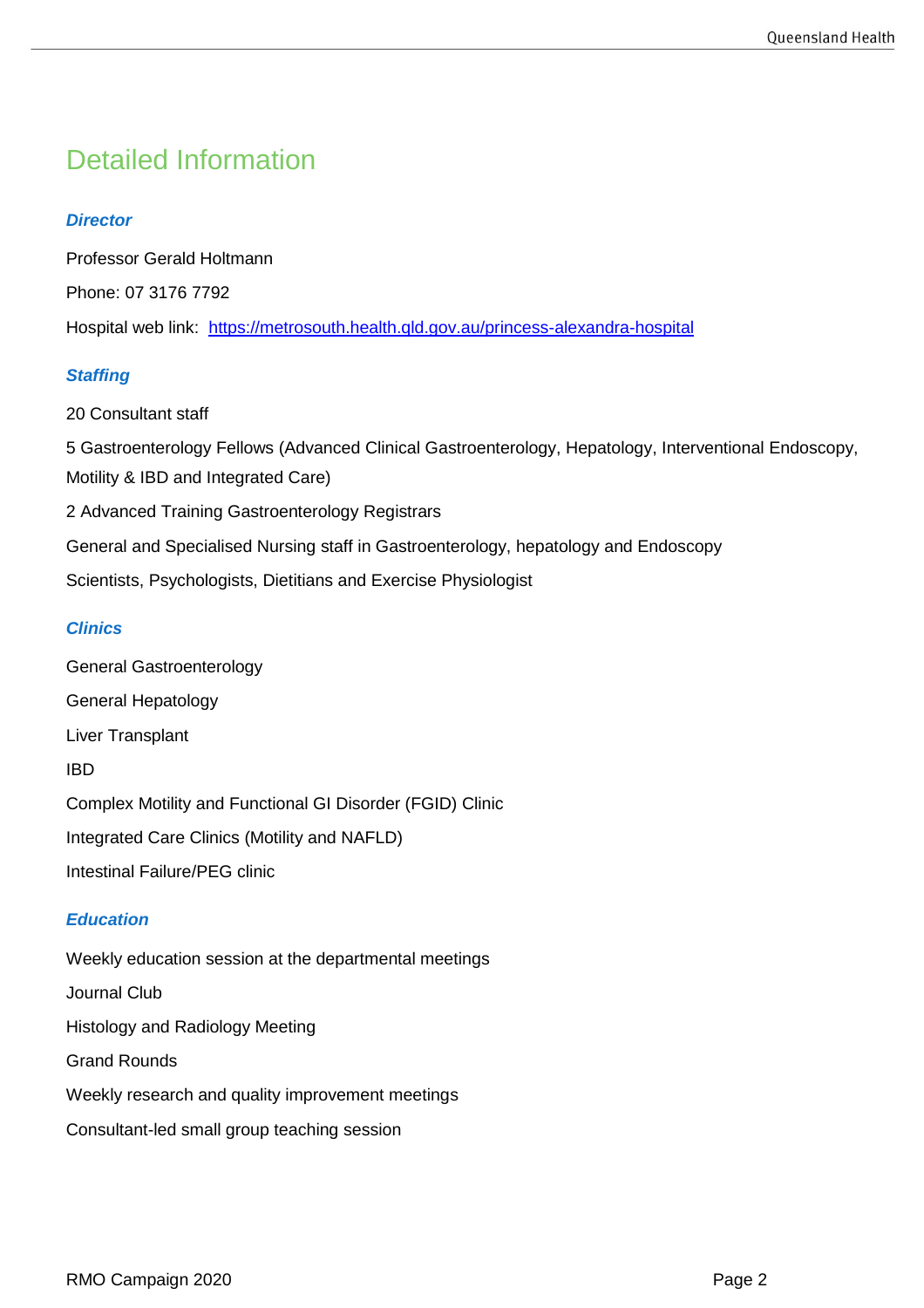# Detailed Information

### *Director*

Professor Gerald Holtmann

Phone: 07 3176 7792

Hospital web link: [https://metrosouth.health.qld.gov.au/princess-alexandra-hospital](https://metrosouth.health.qld.gov.au/princess-alexandra-hospital)

### *Staffing*

20 Consultant staff

5 Gastroenterology Fellows (Advanced Clinical Gastroenterology, Hepatology, Interventional Endoscopy, Motility & IBD and Integrated Care)

2 Advanced Training Gastroenterology Registrars

General and Specialised Nursing staff in Gastroenterology, hepatology and Endoscopy

Scientists, Psychologists, Dietitians and Exercise Physiologist

### *Clinics*

General Gastroenterology

General Hepatology

Liver Transplant

IBD

Complex Motility and Functional GI Disorder (FGID) Clinic

Integrated Care Clinics (Motility and NAFLD)

Intestinal Failure/PEG clinic

### *Education*

Weekly education session at the departmental meetings

Journal Club

Histology and Radiology Meeting

Grand Rounds

Weekly research and quality improvement meetings

Consultant-led small group teaching session